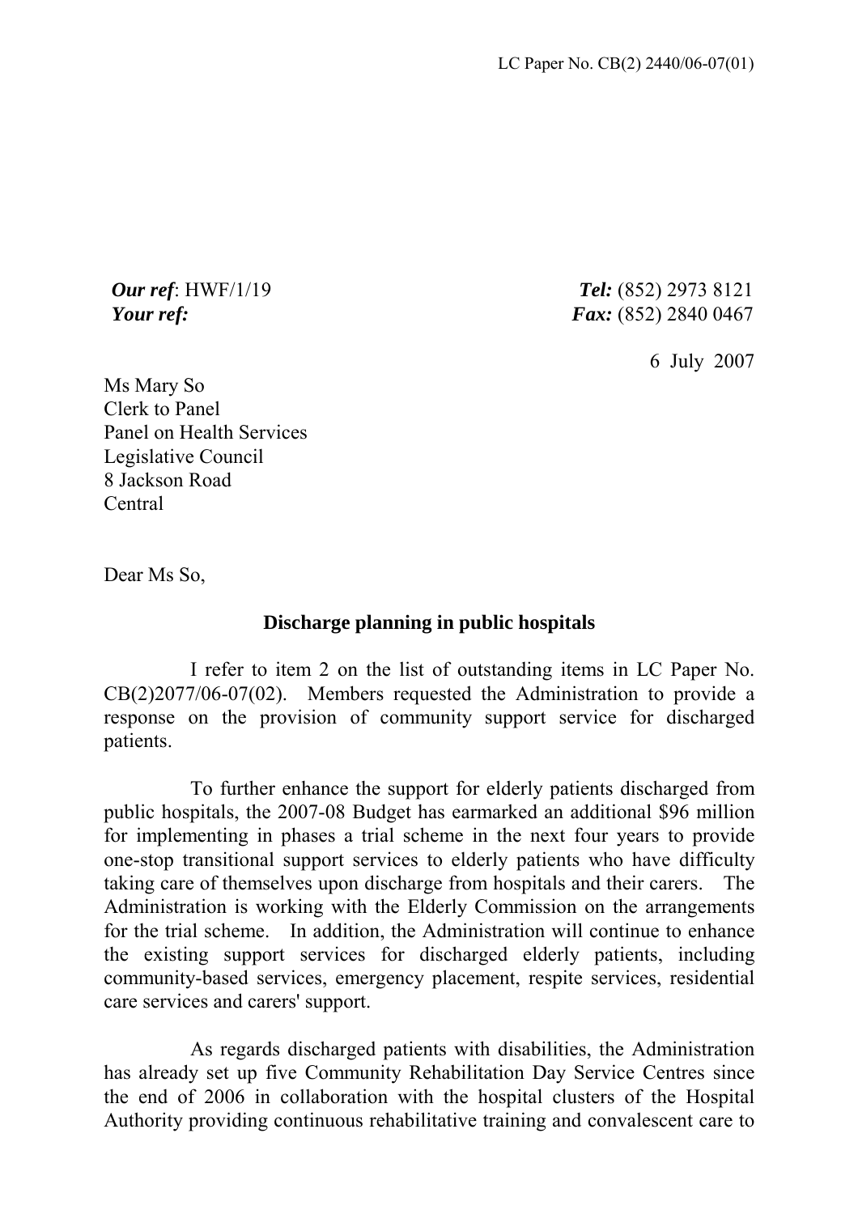LC Paper No. CB(2) 2440/06-07(01)

***Our ref***: HWF/1/19  
***Your ref:***

***Tel:*** (852) 2973 8121  
***Fax:*** (852) 2840 0467

6 July 2007

Ms Mary So  
Clerk to Panel  
Panel on Health Services  
Legislative Council  
8 Jackson Road  
Central

Dear Ms So,

**Discharge planning in public hospitals**

I refer to item 2 on the list of outstanding items in LC Paper No. CB(2)2077/06-07(02). Members requested the Administration to provide a response on the provision of community support service for discharged patients.

To further enhance the support for elderly patients discharged from public hospitals, the 2007-08 Budget has earmarked an additional $96 million for implementing in phases a trial scheme in the next four years to provide one-stop transitional support services to elderly patients who have difficulty taking care of themselves upon discharge from hospitals and their carers. The Administration is working with the Elderly Commission on the arrangements for the trial scheme. In addition, the Administration will continue to enhance the existing support services for discharged elderly patients, including community-based services, emergency placement, respite services, residential care services and carers' support.

As regards discharged patients with disabilities, the Administration has already set up five Community Rehabilitation Day Service Centres since the end of 2006 in collaboration with the hospital clusters of the Hospital Authority providing continuous rehabilitative training and convalescent care to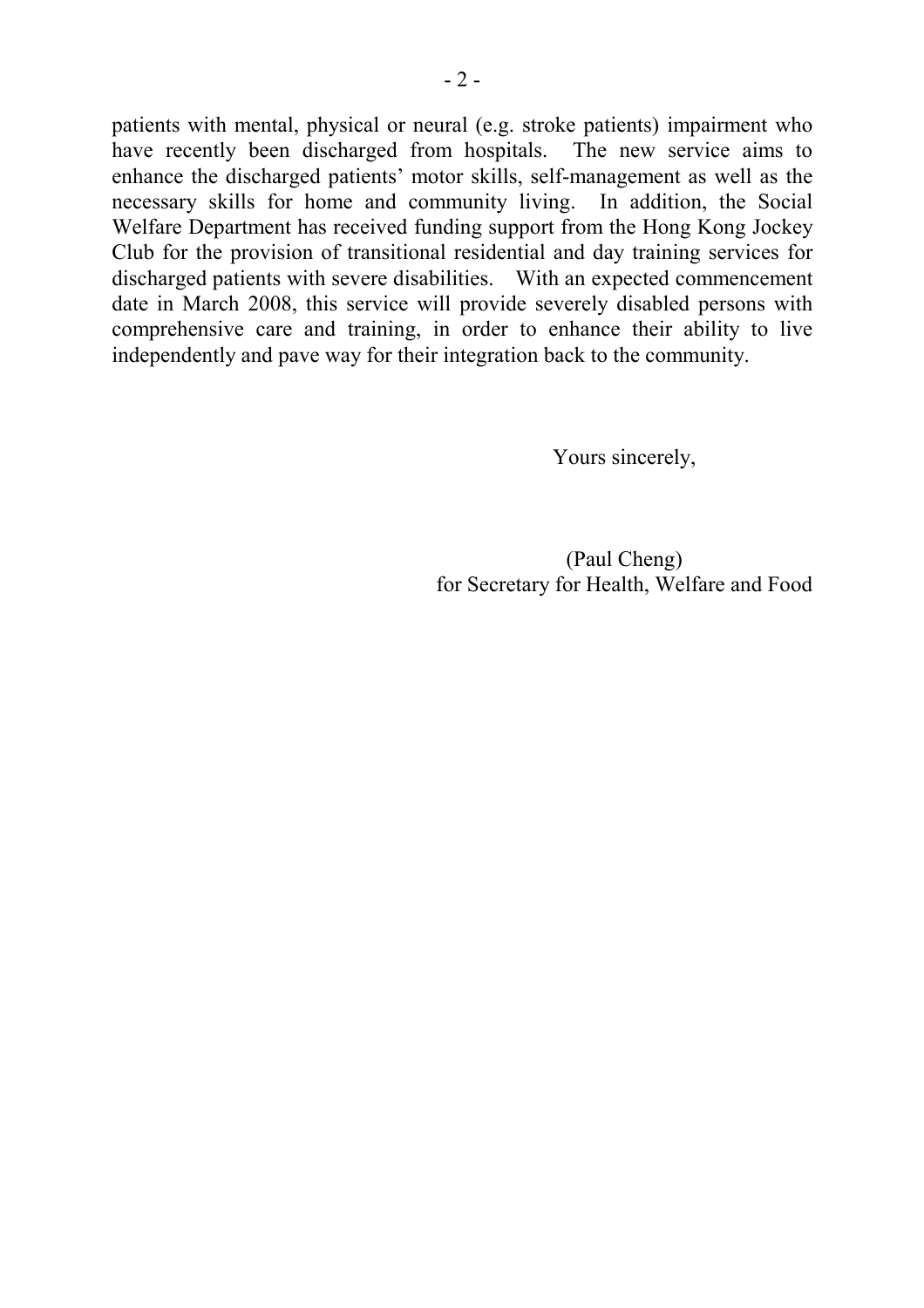patients with mental, physical or neural (e.g. stroke patients) impairment who have recently been discharged from hospitals. The new service aims to enhance the discharged patients' motor skills, self-management as well as the necessary skills for home and community living. In addition, the Social Welfare Department has received funding support from the Hong Kong Jockey Club for the provision of transitional residential and day training services for discharged patients with severe disabilities. With an expected commencement date in March 2008, this service will provide severely disabled persons with comprehensive care and training, in order to enhance their ability to live independently and pave way for their integration back to the community.

Yours sincerely,

(Paul Cheng)
for Secretary for Health, Welfare and Food